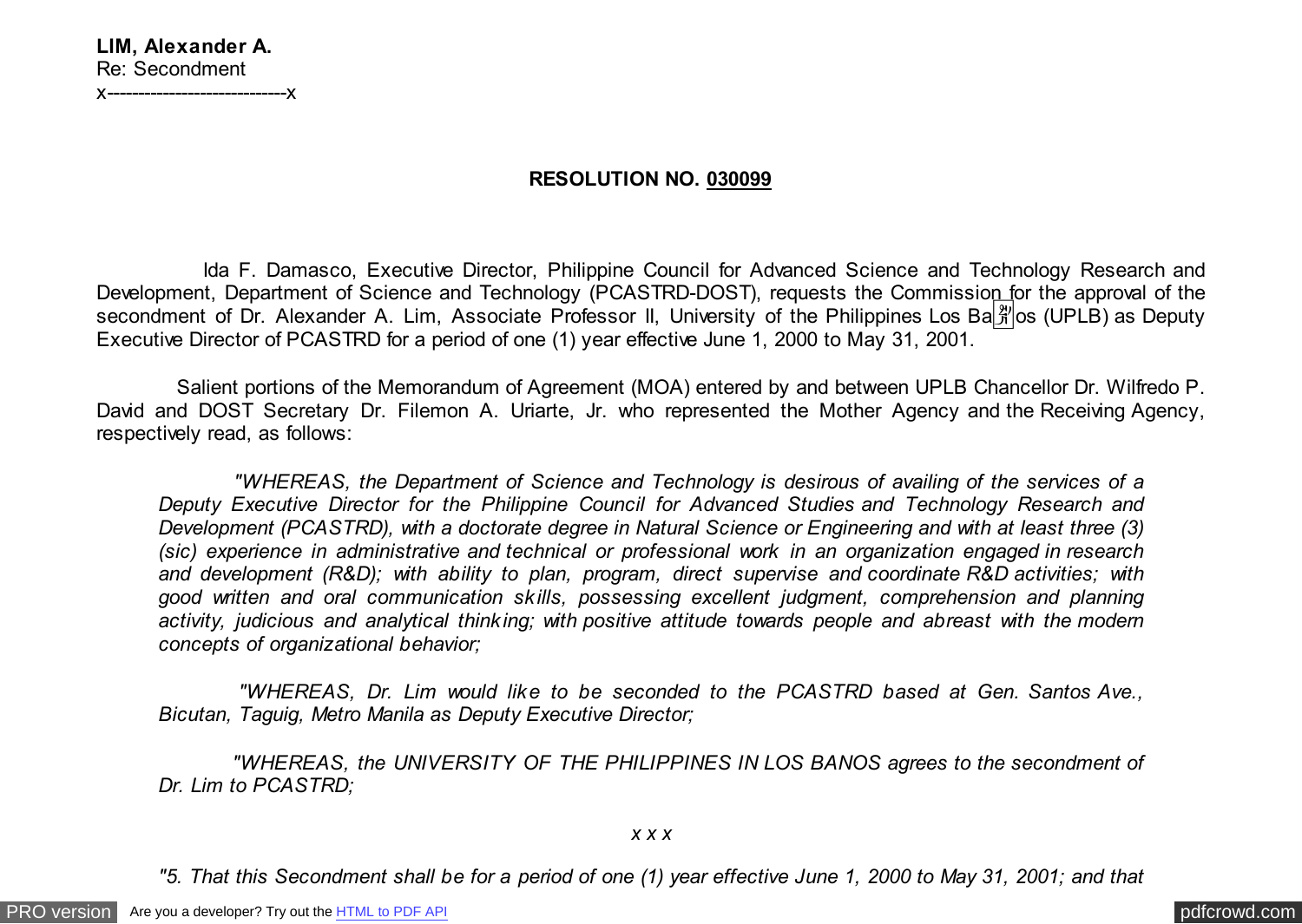**LIM, Alexander A.**
Re: Secondment
x-----------------------------x

**RESOLUTION NO. 030099**

Ida F. Damasco, Executive Director, Philippine Council for Advanced Science and Technology Research and Development, Department of Science and Technology (PCASTRD-DOST), requests the Commission for the approval of the secondment of Dr. Alexander A. Lim, Associate Professor II, University of the Philippines Los Ba�os (UPLB) as Deputy Executive Director of PCASTRD for a period of one (1) year effective June 1, 2000 to May 31, 2001.

Salient portions of the Memorandum of Agreement (MOA) entered by and between UPLB Chancellor Dr. Wilfredo P. David and DOST Secretary Dr. Filemon A. Uriarte, Jr. who represented the Mother Agency and the Receiving Agency, respectively read, as follows:

> *"WHEREAS, the Department of Science and Technology is desirous of availing of the services of a Deputy Executive Director for the Philippine Council for Advanced Studies and Technology Research and Development (PCASTRD), with a doctorate degree in Natural Science or Engineering and with at least three (3) (sic) experience in administrative and technical or professional work in an organization engaged in research and development (R&D); with ability to plan, program, direct supervise and coordinate R&D activities; with good written and oral communication skills, possessing excellent judgment, comprehension and planning activity, judicious and analytical thinking; with positive attitude towards people and abreast with the modern concepts of organizational behavior;*
>
> *"WHEREAS, Dr. Lim would like to be seconded to the PCASTRD based at Gen. Santos Ave., Bicutan, Taguig, Metro Manila as Deputy Executive Director;*
>
> *"WHEREAS, the UNIVERSITY OF THE PHILIPPINES IN LOS BANOS agrees to the secondment of Dr. Lim to PCASTRD;*
>
> *x x x*
>
> *"5. That this Secondment shall be for a period of one (1) year effective June 1, 2000 to May 31, 2001; and that*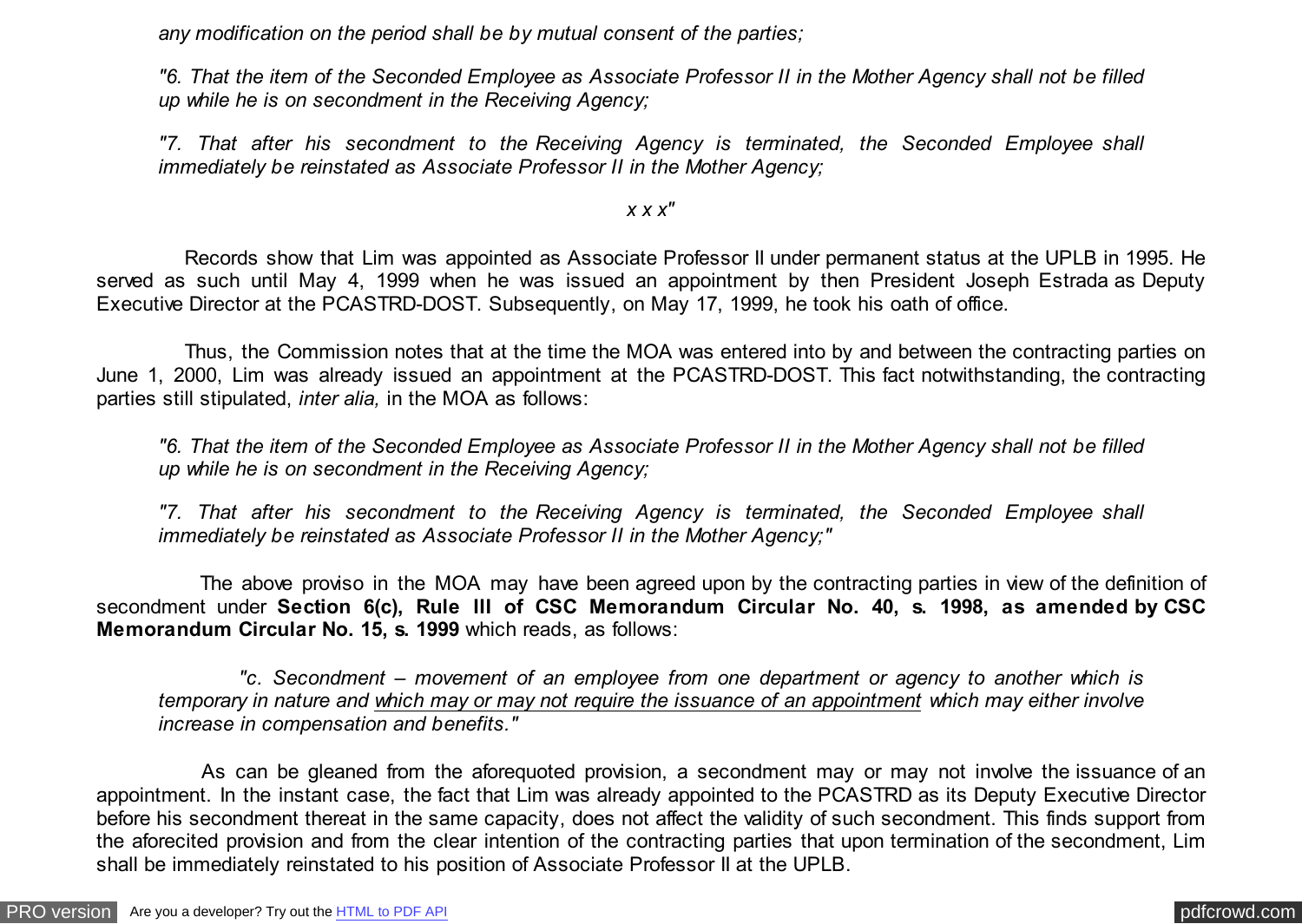*any modification on the period shall be by mutual consent of the parties;*

*"6. That the item of the Seconded Employee as Associate Professor II in the Mother Agency shall not be filled up while he is on secondment in the Receiving Agency;*

*"7. That after his secondment to the Receiving Agency is terminated, the Seconded Employee shall immediately be reinstated as Associate Professor II in the Mother Agency;*

*x x x"*

Records show that Lim was appointed as Associate Professor II under permanent status at the UPLB in 1995. He served as such until May 4, 1999 when he was issued an appointment by then President Joseph Estrada as Deputy Executive Director at the PCASTRD-DOST. Subsequently, on May 17, 1999, he took his oath of office.

Thus, the Commission notes that at the time the MOA was entered into by and between the contracting parties on June 1, 2000, Lim was already issued an appointment at the PCASTRD-DOST. This fact notwithstanding, the contracting parties still stipulated, *inter alia,* in the MOA as follows:

*"6. That the item of the Seconded Employee as Associate Professor II in the Mother Agency shall not be filled up while he is on secondment in the Receiving Agency;*

*"7. That after his secondment to the Receiving Agency is terminated, the Seconded Employee shall immediately be reinstated as Associate Professor II in the Mother Agency;"*

The above proviso in the MOA may have been agreed upon by the contracting parties in view of the definition of secondment under **Section 6(c), Rule III of CSC Memorandum Circular No. 40, s. 1998, as amended by CSC Memorandum Circular No. 15, s. 1999** which reads, as follows:

*"c. Secondment – movement of an employee from one department or agency to another which is temporary in nature and which may or may not require the issuance of an appointment which may either involve increase in compensation and benefits."*

As can be gleaned from the aforequoted provision, a secondment may or may not involve the issuance of an appointment. In the instant case, the fact that Lim was already appointed to the PCASTRD as its Deputy Executive Director before his secondment thereat in the same capacity, does not affect the validity of such secondment. This finds support from the aforecited provision and from the clear intention of the contracting parties that upon termination of the secondment, Lim shall be immediately reinstated to his position of Associate Professor II at the UPLB.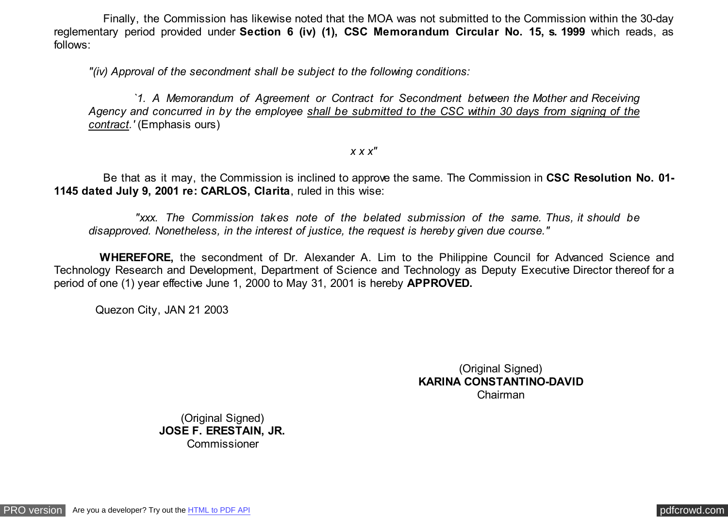Finally, the Commission has likewise noted that the MOA was not submitted to the Commission within the 30-day reglementary period provided under **Section 6 (iv) (1), CSC Memorandum Circular No. 15, s. 1999** which reads, as follows:

> *"(iv) Approval of the secondment shall be subject to the following conditions:*
>
> *`1. A Memorandum of Agreement or Contract for Secondment between the Mother and Receiving Agency and concurred in by the employee* *shall be submitted to the CSC within 30 days from signing of the contract*.*'* (Emphasis ours)
>
> *x x x"*

Be that as it may, the Commission is inclined to approve the same. The Commission in **CSC Resolution No. 01-1145 dated July 9, 2001 re: CARLOS, Clarita**, ruled in this wise:

> *"xxx. The Commission takes note of the belated submission of the same. Thus, it should be disapproved. Nonetheless, in the interest of justice, the request is hereby given due course."*

**WHEREFORE,** the secondment of Dr. Alexander A. Lim to the Philippine Council for Advanced Science and Technology Research and Development, Department of Science and Technology as Deputy Executive Director thereof for a period of one (1) year effective June 1, 2000 to May 31, 2001 is hereby **APPROVED.**

Quezon City, JAN 21 2003

(Original Signed)
**KARINA CONSTANTINO-DAVID**
Chairman

(Original Signed)
**JOSE F. ERESTAIN, JR.**
Commissioner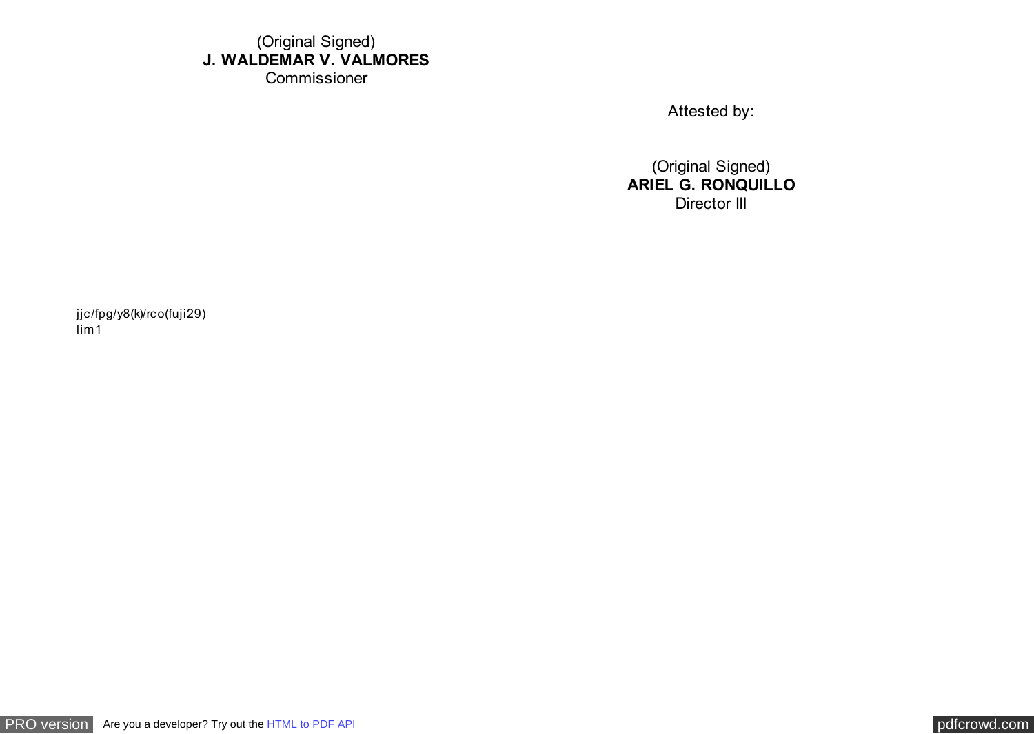(Original Signed)
**J. WALDEMAR V. VALMORES**
Commissioner

Attested by:

(Original Signed)
**ARIEL G. RONQUILLO**
Director III

jjc/fpg/y8(k)/rco(fuji29)
lim1